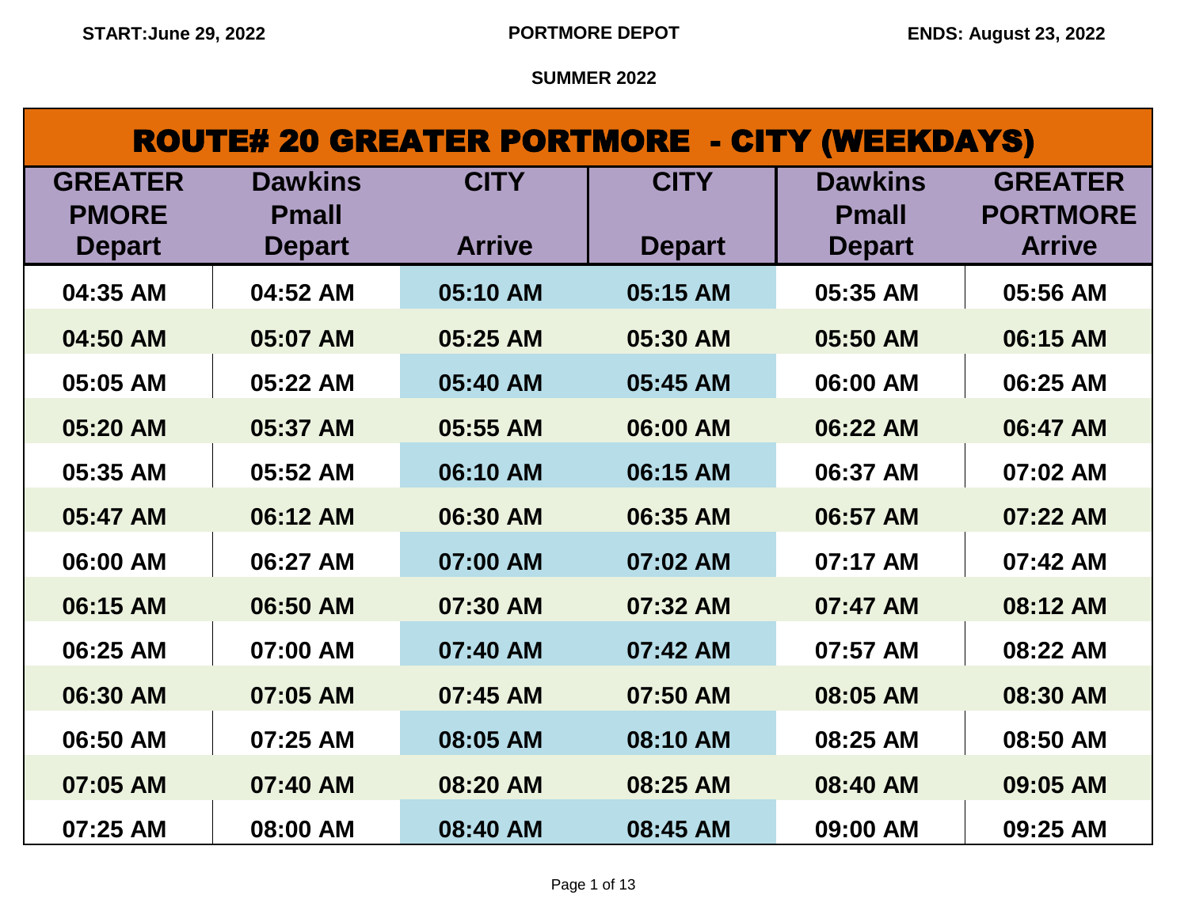START:June 29, 2022 | PORTMORE DEPOT | ENDS: August 23, 2022

SUMMER 2022

# ROUTE# 20 GREATER PORTMORE - CITY (WEEKDAYS)

| GREATER PMORE Depart | Dawkins Pmall Depart | CITY Arrive | CITY Depart | Dawkins Pmall Depart | GREATER PORTMORE Arrive |
|---|---|---|---|---|---|
| 04:35 AM | 04:52 AM | 05:10 AM | 05:15 AM | 05:35 AM | 05:56 AM |
| 04:50 AM | 05:07 AM | 05:25 AM | 05:30 AM | 05:50 AM | 06:15 AM |
| 05:05 AM | 05:22 AM | 05:40 AM | 05:45 AM | 06:00 AM | 06:25 AM |
| 05:20 AM | 05:37 AM | 05:55 AM | 06:00 AM | 06:22 AM | 06:47 AM |
| 05:35 AM | 05:52 AM | 06:10 AM | 06:15 AM | 06:37 AM | 07:02 AM |
| 05:47 AM | 06:12 AM | 06:30 AM | 06:35 AM | 06:57 AM | 07:22 AM |
| 06:00 AM | 06:27 AM | 07:00 AM | 07:02 AM | 07:17 AM | 07:42 AM |
| 06:15 AM | 06:50 AM | 07:30 AM | 07:32 AM | 07:47 AM | 08:12 AM |
| 06:25 AM | 07:00 AM | 07:40 AM | 07:42 AM | 07:57 AM | 08:22 AM |
| 06:30 AM | 07:05 AM | 07:45 AM | 07:50 AM | 08:05 AM | 08:30 AM |
| 06:50 AM | 07:25 AM | 08:05 AM | 08:10 AM | 08:25 AM | 08:50 AM |
| 07:05 AM | 07:40 AM | 08:20 AM | 08:25 AM | 08:40 AM | 09:05 AM |
| 07:25 AM | 08:00 AM | 08:40 AM | 08:45 AM | 09:00 AM | 09:25 AM |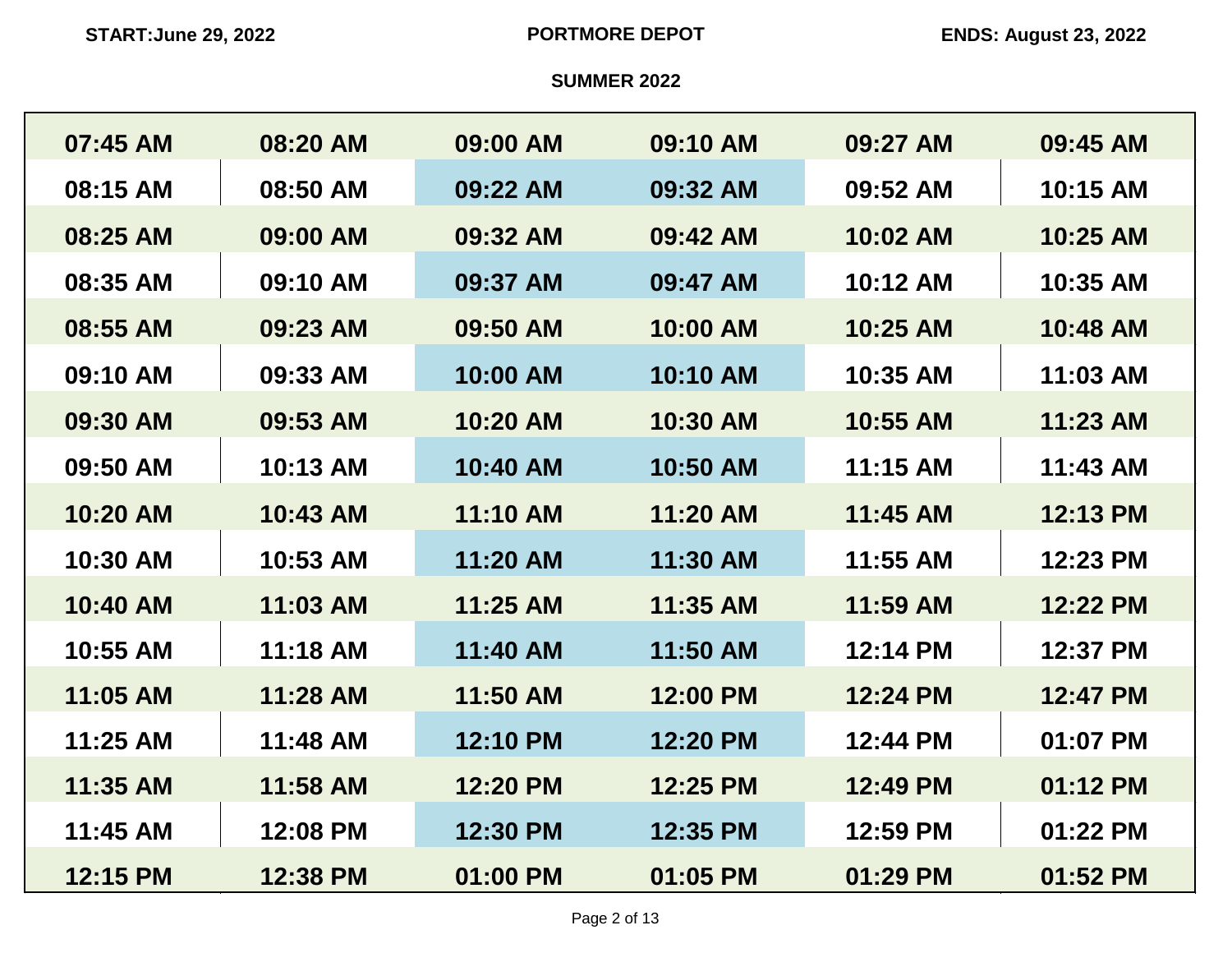**START:June 29, 2022** **PORTMORE DEPOT** **ENDS: August 23, 2022**

**SUMMER 2022**

| | | | | | |
|---|---|---|---|---|---|
| 07:45 AM | 08:20 AM | 09:00 AM | 09:10 AM | 09:27 AM | 09:45 AM |
| 08:15 AM | 08:50 AM | 09:22 AM | 09:32 AM | 09:52 AM | 10:15 AM |
| 08:25 AM | 09:00 AM | 09:32 AM | 09:42 AM | 10:02 AM | 10:25 AM |
| 08:35 AM | 09:10 AM | 09:37 AM | 09:47 AM | 10:12 AM | 10:35 AM |
| 08:55 AM | 09:23 AM | 09:50 AM | 10:00 AM | 10:25 AM | 10:48 AM |
| 09:10 AM | 09:33 AM | 10:00 AM | 10:10 AM | 10:35 AM | 11:03 AM |
| 09:30 AM | 09:53 AM | 10:20 AM | 10:30 AM | 10:55 AM | 11:23 AM |
| 09:50 AM | 10:13 AM | 10:40 AM | 10:50 AM | 11:15 AM | 11:43 AM |
| 10:20 AM | 10:43 AM | 11:10 AM | 11:20 AM | 11:45 AM | 12:13 PM |
| 10:30 AM | 10:53 AM | 11:20 AM | 11:30 AM | 11:55 AM | 12:23 PM |
| 10:40 AM | 11:03 AM | 11:25 AM | 11:35 AM | 11:59 AM | 12:22 PM |
| 10:55 AM | 11:18 AM | 11:40 AM | 11:50 AM | 12:14 PM | 12:37 PM |
| 11:05 AM | 11:28 AM | 11:50 AM | 12:00 PM | 12:24 PM | 12:47 PM |
| 11:25 AM | 11:48 AM | 12:10 PM | 12:20 PM | 12:44 PM | 01:07 PM |
| 11:35 AM | 11:58 AM | 12:20 PM | 12:25 PM | 12:49 PM | 01:12 PM |
| 11:45 AM | 12:08 PM | 12:30 PM | 12:35 PM | 12:59 PM | 01:22 PM |
| 12:15 PM | 12:38 PM | 01:00 PM | 01:05 PM | 01:29 PM | 01:52 PM |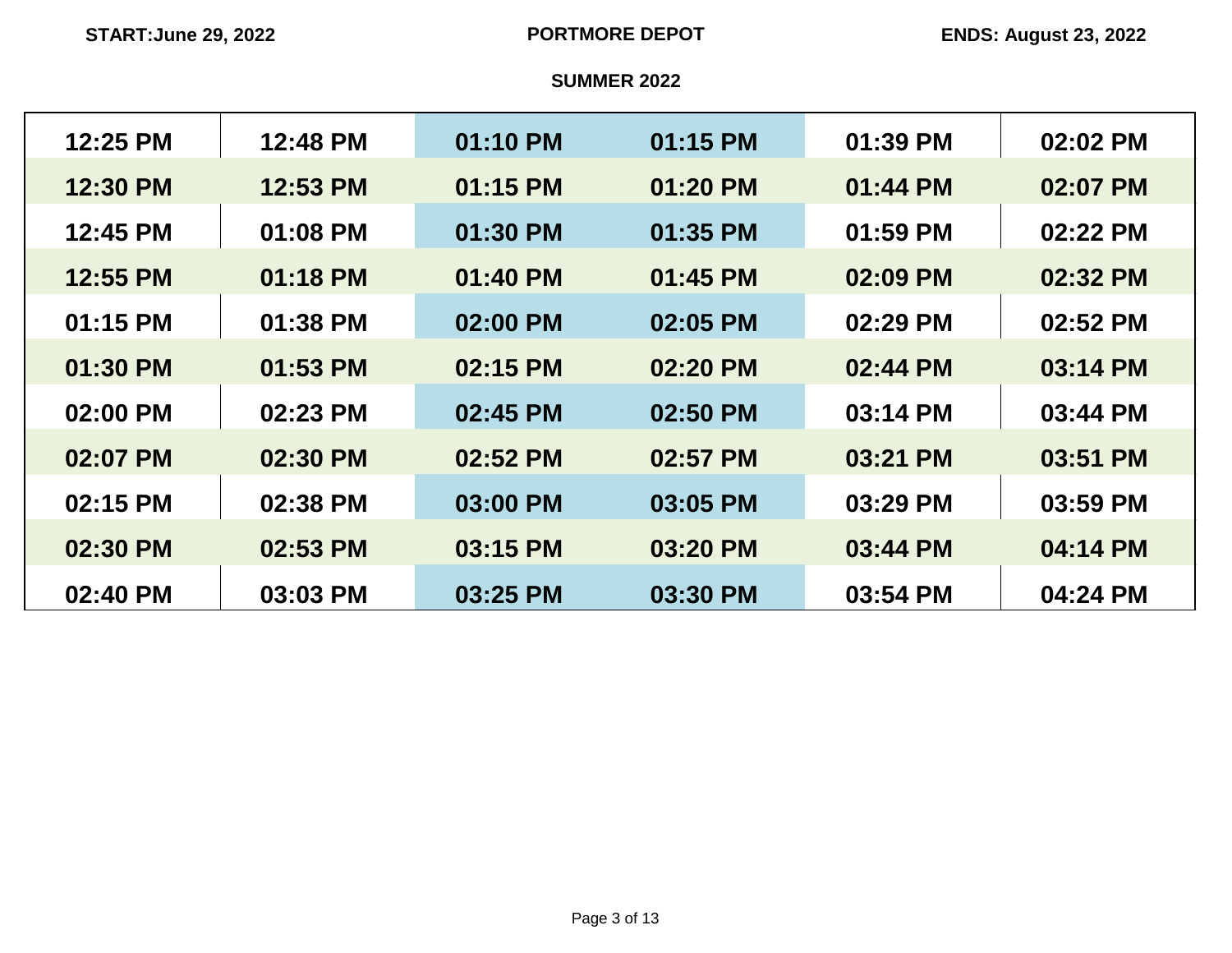**START:June 29, 2022** **PORTMORE DEPOT** **ENDS: August 23, 2022**

**SUMMER 2022**

| 12:25 PM | 12:48 PM | 01:10 PM | 01:15 PM | 01:39 PM | 02:02 PM |
|---|---|---|---|---|---|
| 12:30 PM | 12:53 PM | 01:15 PM | 01:20 PM | 01:44 PM | 02:07 PM |
| 12:45 PM | 01:08 PM | 01:30 PM | 01:35 PM | 01:59 PM | 02:22 PM |
| 12:55 PM | 01:18 PM | 01:40 PM | 01:45 PM | 02:09 PM | 02:32 PM |
| 01:15 PM | 01:38 PM | 02:00 PM | 02:05 PM | 02:29 PM | 02:52 PM |
| 01:30 PM | 01:53 PM | 02:15 PM | 02:20 PM | 02:44 PM | 03:14 PM |
| 02:00 PM | 02:23 PM | 02:45 PM | 02:50 PM | 03:14 PM | 03:44 PM |
| 02:07 PM | 02:30 PM | 02:52 PM | 02:57 PM | 03:21 PM | 03:51 PM |
| 02:15 PM | 02:38 PM | 03:00 PM | 03:05 PM | 03:29 PM | 03:59 PM |
| 02:30 PM | 02:53 PM | 03:15 PM | 03:20 PM | 03:44 PM | 04:14 PM |
| 02:40 PM | 03:03 PM | 03:25 PM | 03:30 PM | 03:54 PM | 04:24 PM |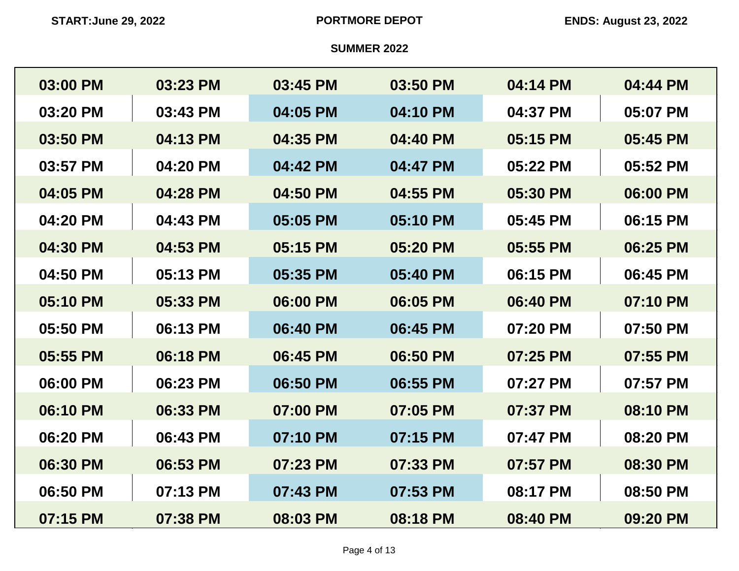**START:June 29, 2022** **PORTMORE DEPOT** **ENDS: August 23, 2022**

**SUMMER 2022**

| | | | | | |
|---|---|---|---|---|---|
| 03:00 PM | 03:23 PM | 03:45 PM | 03:50 PM | 04:14 PM | 04:44 PM |
| 03:20 PM | 03:43 PM | 04:05 PM | 04:10 PM | 04:37 PM | 05:07 PM |
| 03:50 PM | 04:13 PM | 04:35 PM | 04:40 PM | 05:15 PM | 05:45 PM |
| 03:57 PM | 04:20 PM | 04:42 PM | 04:47 PM | 05:22 PM | 05:52 PM |
| 04:05 PM | 04:28 PM | 04:50 PM | 04:55 PM | 05:30 PM | 06:00 PM |
| 04:20 PM | 04:43 PM | 05:05 PM | 05:10 PM | 05:45 PM | 06:15 PM |
| 04:30 PM | 04:53 PM | 05:15 PM | 05:20 PM | 05:55 PM | 06:25 PM |
| 04:50 PM | 05:13 PM | 05:35 PM | 05:40 PM | 06:15 PM | 06:45 PM |
| 05:10 PM | 05:33 PM | 06:00 PM | 06:05 PM | 06:40 PM | 07:10 PM |
| 05:50 PM | 06:13 PM | 06:40 PM | 06:45 PM | 07:20 PM | 07:50 PM |
| 05:55 PM | 06:18 PM | 06:45 PM | 06:50 PM | 07:25 PM | 07:55 PM |
| 06:00 PM | 06:23 PM | 06:50 PM | 06:55 PM | 07:27 PM | 07:57 PM |
| 06:10 PM | 06:33 PM | 07:00 PM | 07:05 PM | 07:37 PM | 08:10 PM |
| 06:20 PM | 06:43 PM | 07:10 PM | 07:15 PM | 07:47 PM | 08:20 PM |
| 06:30 PM | 06:53 PM | 07:23 PM | 07:33 PM | 07:57 PM | 08:30 PM |
| 06:50 PM | 07:13 PM | 07:43 PM | 07:53 PM | 08:17 PM | 08:50 PM |
| 07:15 PM | 07:38 PM | 08:03 PM | 08:18 PM | 08:40 PM | 09:20 PM |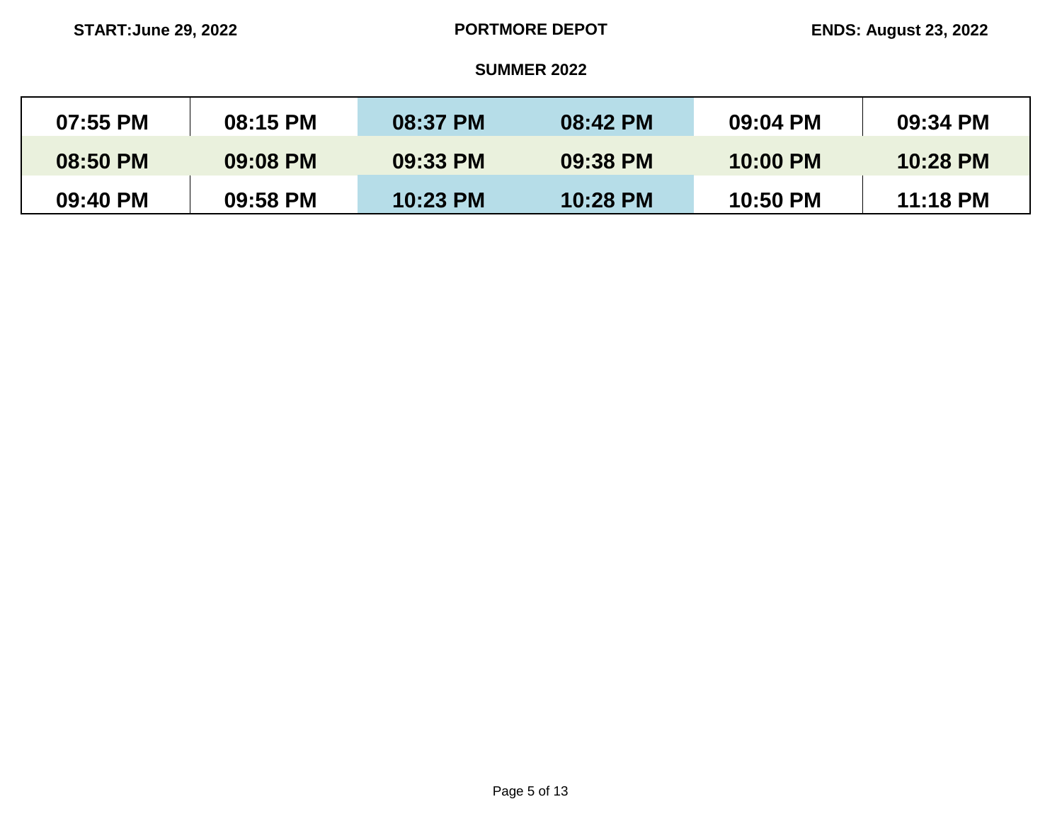START:June 29, 2022 **PORTMORE DEPOT** ENDS: August 23, 2022

**SUMMER 2022**

| | | | | | |
|---|---|---|---|---|---|
| 07:55 PM | 08:15 PM | 08:37 PM | 08:42 PM | 09:04 PM | 09:34 PM |
| 08:50 PM | 09:08 PM | 09:33 PM | 09:38 PM | 10:00 PM | 10:28 PM |
| 09:40 PM | 09:58 PM | 10:23 PM | 10:28 PM | 10:50 PM | 11:18 PM |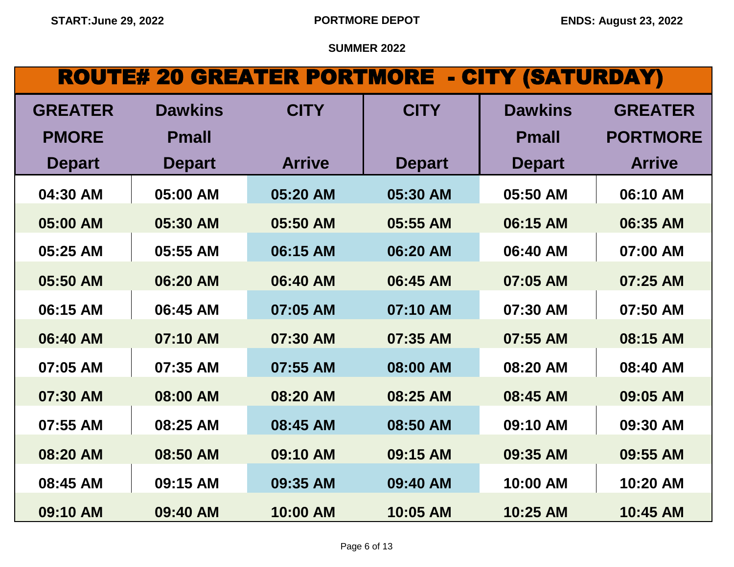**START:June 29, 2022** **PORTMORE DEPOT** **ENDS: August 23, 2022**

**SUMMER 2022**

# ROUTE# 20 GREATER PORTMORE - CITY (SATURDAY)

| GREATER PMORE Depart | Dawkins Pmall Depart | CITY Arrive | CITY Depart | Dawkins Pmall Depart | GREATER PORTMORE Arrive |
|---|---|---|---|---|---|
| 04:30 AM | 05:00 AM | 05:20 AM | 05:30 AM | 05:50 AM | 06:10 AM |
| 05:00 AM | 05:30 AM | 05:50 AM | 05:55 AM | 06:15 AM | 06:35 AM |
| 05:25 AM | 05:55 AM | 06:15 AM | 06:20 AM | 06:40 AM | 07:00 AM |
| 05:50 AM | 06:20 AM | 06:40 AM | 06:45 AM | 07:05 AM | 07:25 AM |
| 06:15 AM | 06:45 AM | 07:05 AM | 07:10 AM | 07:30 AM | 07:50 AM |
| 06:40 AM | 07:10 AM | 07:30 AM | 07:35 AM | 07:55 AM | 08:15 AM |
| 07:05 AM | 07:35 AM | 07:55 AM | 08:00 AM | 08:20 AM | 08:40 AM |
| 07:30 AM | 08:00 AM | 08:20 AM | 08:25 AM | 08:45 AM | 09:05 AM |
| 07:55 AM | 08:25 AM | 08:45 AM | 08:50 AM | 09:10 AM | 09:30 AM |
| 08:20 AM | 08:50 AM | 09:10 AM | 09:15 AM | 09:35 AM | 09:55 AM |
| 08:45 AM | 09:15 AM | 09:35 AM | 09:40 AM | 10:00 AM | 10:20 AM |
| 09:10 AM | 09:40 AM | 10:00 AM | 10:05 AM | 10:25 AM | 10:45 AM |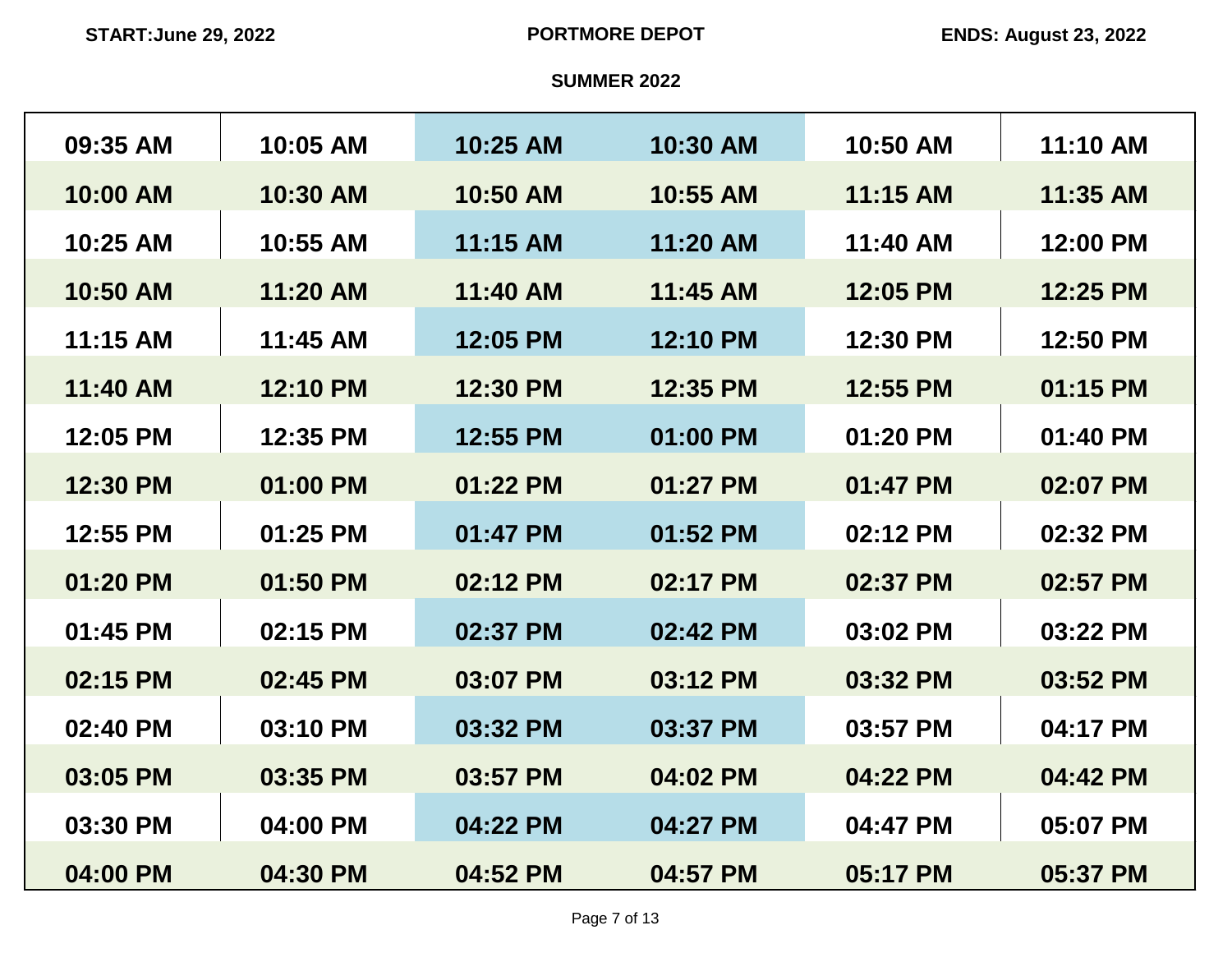START:June 29, 2022 | PORTMORE DEPOT | ENDS: August 23, 2022

**SUMMER 2022**

| | | | | | |
|---|---|---|---|---|---|
| 09:35 AM | 10:05 AM | 10:25 AM | 10:30 AM | 10:50 AM | 11:10 AM |
| 10:00 AM | 10:30 AM | 10:50 AM | 10:55 AM | 11:15 AM | 11:35 AM |
| 10:25 AM | 10:55 AM | 11:15 AM | 11:20 AM | 11:40 AM | 12:00 PM |
| 10:50 AM | 11:20 AM | 11:40 AM | 11:45 AM | 12:05 PM | 12:25 PM |
| 11:15 AM | 11:45 AM | 12:05 PM | 12:10 PM | 12:30 PM | 12:50 PM |
| 11:40 AM | 12:10 PM | 12:30 PM | 12:35 PM | 12:55 PM | 01:15 PM |
| 12:05 PM | 12:35 PM | 12:55 PM | 01:00 PM | 01:20 PM | 01:40 PM |
| 12:30 PM | 01:00 PM | 01:22 PM | 01:27 PM | 01:47 PM | 02:07 PM |
| 12:55 PM | 01:25 PM | 01:47 PM | 01:52 PM | 02:12 PM | 02:32 PM |
| 01:20 PM | 01:50 PM | 02:12 PM | 02:17 PM | 02:37 PM | 02:57 PM |
| 01:45 PM | 02:15 PM | 02:37 PM | 02:42 PM | 03:02 PM | 03:22 PM |
| 02:15 PM | 02:45 PM | 03:07 PM | 03:12 PM | 03:32 PM | 03:52 PM |
| 02:40 PM | 03:10 PM | 03:32 PM | 03:37 PM | 03:57 PM | 04:17 PM |
| 03:05 PM | 03:35 PM | 03:57 PM | 04:02 PM | 04:22 PM | 04:42 PM |
| 03:30 PM | 04:00 PM | 04:22 PM | 04:27 PM | 04:47 PM | 05:07 PM |
| 04:00 PM | 04:30 PM | 04:52 PM | 04:57 PM | 05:17 PM | 05:37 PM |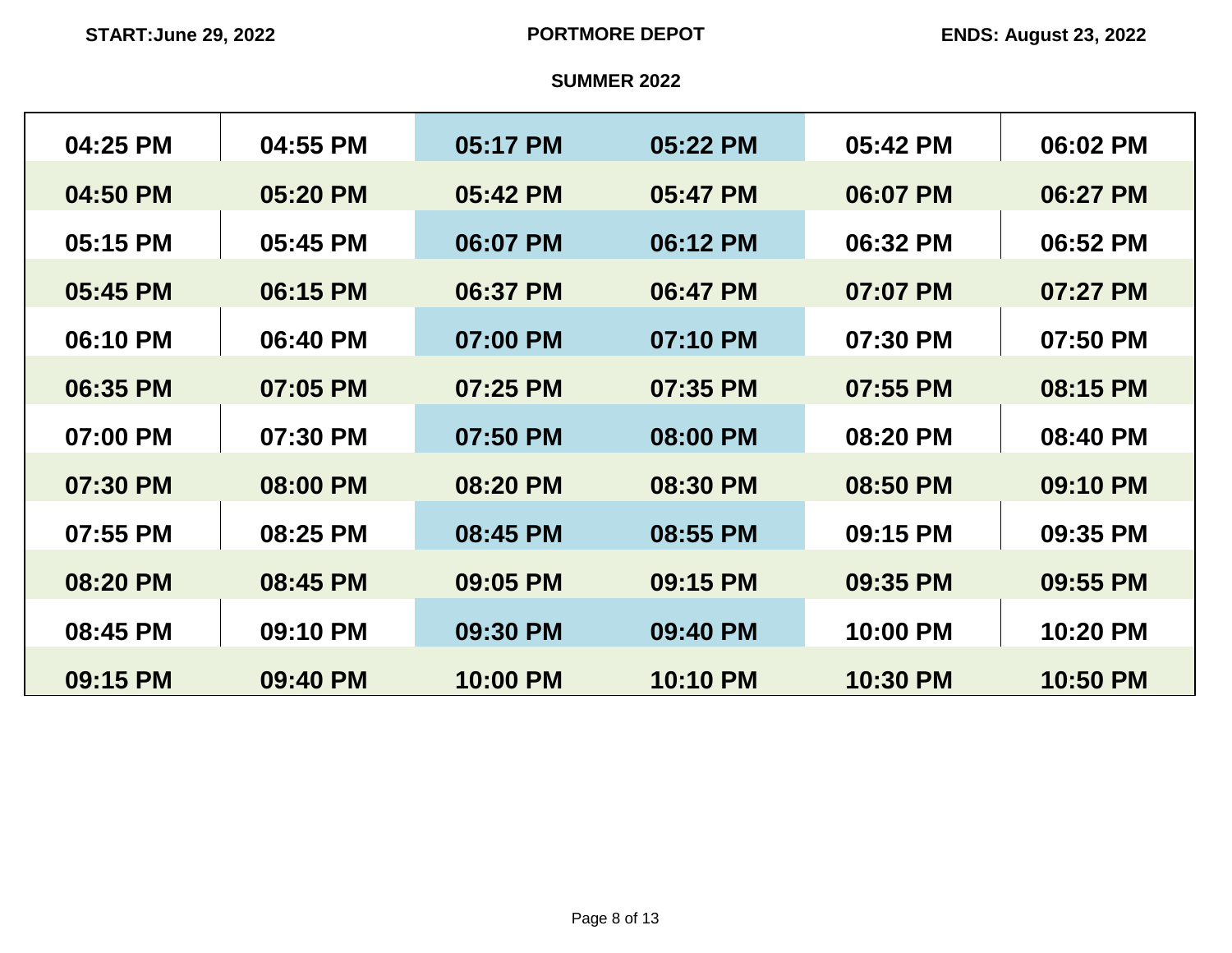**START: June 29, 2022** **PORTMORE DEPOT** **ENDS: August 23, 2022**

**SUMMER 2022**

| | | | | | |
|---|---|---|---|---|---|
| 04:25 PM | 04:55 PM | 05:17 PM | 05:22 PM | 05:42 PM | 06:02 PM |
| 04:50 PM | 05:20 PM | 05:42 PM | 05:47 PM | 06:07 PM | 06:27 PM |
| 05:15 PM | 05:45 PM | 06:07 PM | 06:12 PM | 06:32 PM | 06:52 PM |
| 05:45 PM | 06:15 PM | 06:37 PM | 06:47 PM | 07:07 PM | 07:27 PM |
| 06:10 PM | 06:40 PM | 07:00 PM | 07:10 PM | 07:30 PM | 07:50 PM |
| 06:35 PM | 07:05 PM | 07:25 PM | 07:35 PM | 07:55 PM | 08:15 PM |
| 07:00 PM | 07:30 PM | 07:50 PM | 08:00 PM | 08:20 PM | 08:40 PM |
| 07:30 PM | 08:00 PM | 08:20 PM | 08:30 PM | 08:50 PM | 09:10 PM |
| 07:55 PM | 08:25 PM | 08:45 PM | 08:55 PM | 09:15 PM | 09:35 PM |
| 08:20 PM | 08:45 PM | 09:05 PM | 09:15 PM | 09:35 PM | 09:55 PM |
| 08:45 PM | 09:10 PM | 09:30 PM | 09:40 PM | 10:00 PM | 10:20 PM |
| 09:15 PM | 09:40 PM | 10:00 PM | 10:10 PM | 10:30 PM | 10:50 PM |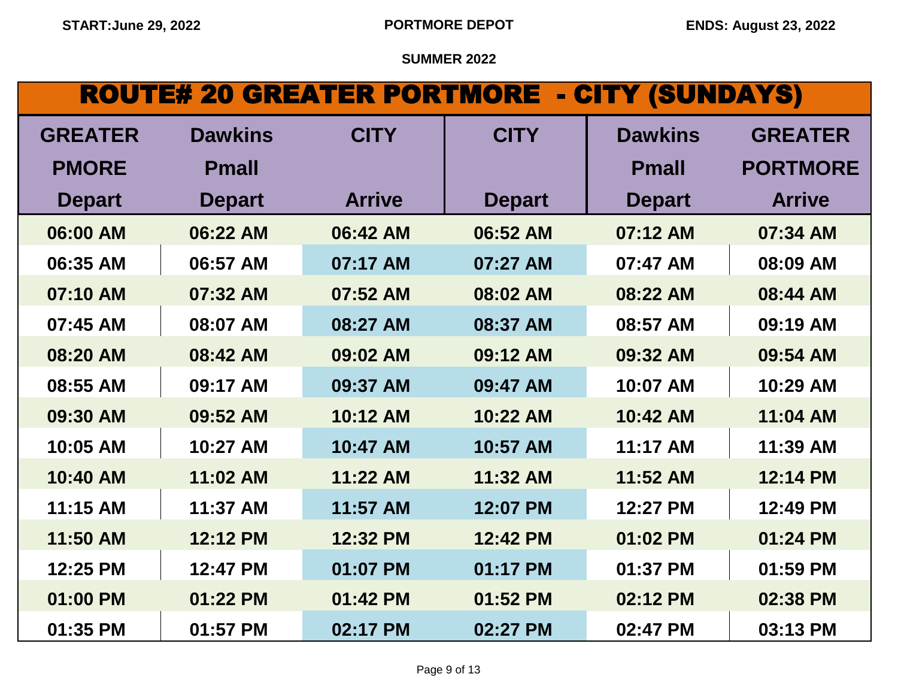**START:June 29, 2022** **PORTMORE DEPOT** **ENDS: August 23, 2022**

**SUMMER 2022**

# ROUTE# 20 GREATER PORTMORE - CITY (SUNDAYS)

| GREATER PMORE Depart | Dawkins Pmall Depart | CITY Arrive | CITY Depart | Dawkins Pmall Depart | GREATER PORTMORE Arrive |
|---|---|---|---|---|---|
| 06:00 AM | 06:22 AM | 06:42 AM | 06:52 AM | 07:12 AM | 07:34 AM |
| 06:35 AM | 06:57 AM | 07:17 AM | 07:27 AM | 07:47 AM | 08:09 AM |
| 07:10 AM | 07:32 AM | 07:52 AM | 08:02 AM | 08:22 AM | 08:44 AM |
| 07:45 AM | 08:07 AM | 08:27 AM | 08:37 AM | 08:57 AM | 09:19 AM |
| 08:20 AM | 08:42 AM | 09:02 AM | 09:12 AM | 09:32 AM | 09:54 AM |
| 08:55 AM | 09:17 AM | 09:37 AM | 09:47 AM | 10:07 AM | 10:29 AM |
| 09:30 AM | 09:52 AM | 10:12 AM | 10:22 AM | 10:42 AM | 11:04 AM |
| 10:05 AM | 10:27 AM | 10:47 AM | 10:57 AM | 11:17 AM | 11:39 AM |
| 10:40 AM | 11:02 AM | 11:22 AM | 11:32 AM | 11:52 AM | 12:14 PM |
| 11:15 AM | 11:37 AM | 11:57 AM | 12:07 PM | 12:27 PM | 12:49 PM |
| 11:50 AM | 12:12 PM | 12:32 PM | 12:42 PM | 01:02 PM | 01:24 PM |
| 12:25 PM | 12:47 PM | 01:07 PM | 01:17 PM | 01:37 PM | 01:59 PM |
| 01:00 PM | 01:22 PM | 01:42 PM | 01:52 PM | 02:12 PM | 02:38 PM |
| 01:35 PM | 01:57 PM | 02:17 PM | 02:27 PM | 02:47 PM | 03:13 PM |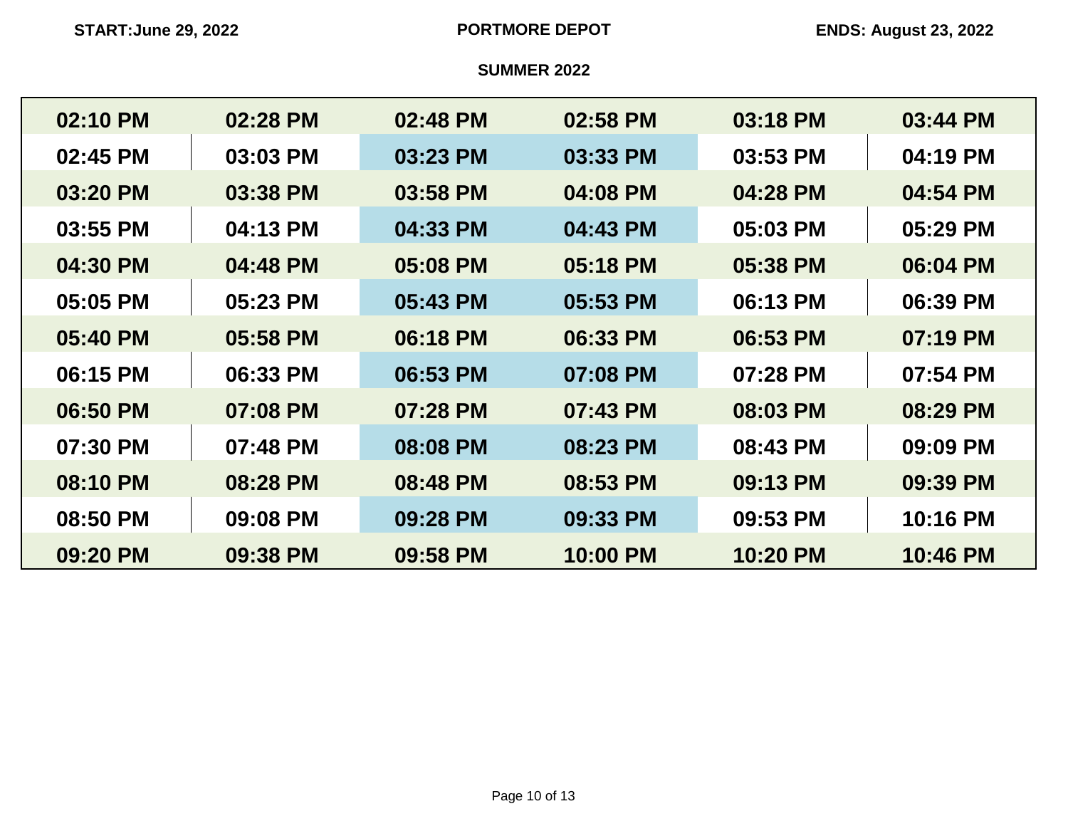START:June 29, 2022 | **PORTMORE DEPOT** | ENDS: August 23, 2022

**SUMMER 2022**

| | | | | | |
|---|---|---|---|---|---|
| 02:10 PM | 02:28 PM | 02:48 PM | 02:58 PM | 03:18 PM | 03:44 PM |
| 02:45 PM | 03:03 PM | 03:23 PM | 03:33 PM | 03:53 PM | 04:19 PM |
| 03:20 PM | 03:38 PM | 03:58 PM | 04:08 PM | 04:28 PM | 04:54 PM |
| 03:55 PM | 04:13 PM | 04:33 PM | 04:43 PM | 05:03 PM | 05:29 PM |
| 04:30 PM | 04:48 PM | 05:08 PM | 05:18 PM | 05:38 PM | 06:04 PM |
| 05:05 PM | 05:23 PM | 05:43 PM | 05:53 PM | 06:13 PM | 06:39 PM |
| 05:40 PM | 05:58 PM | 06:18 PM | 06:33 PM | 06:53 PM | 07:19 PM |
| 06:15 PM | 06:33 PM | 06:53 PM | 07:08 PM | 07:28 PM | 07:54 PM |
| 06:50 PM | 07:08 PM | 07:28 PM | 07:43 PM | 08:03 PM | 08:29 PM |
| 07:30 PM | 07:48 PM | 08:08 PM | 08:23 PM | 08:43 PM | 09:09 PM |
| 08:10 PM | 08:28 PM | 08:48 PM | 08:53 PM | 09:13 PM | 09:39 PM |
| 08:50 PM | 09:08 PM | 09:28 PM | 09:33 PM | 09:53 PM | 10:16 PM |
| 09:20 PM | 09:38 PM | 09:58 PM | 10:00 PM | 10:20 PM | 10:46 PM |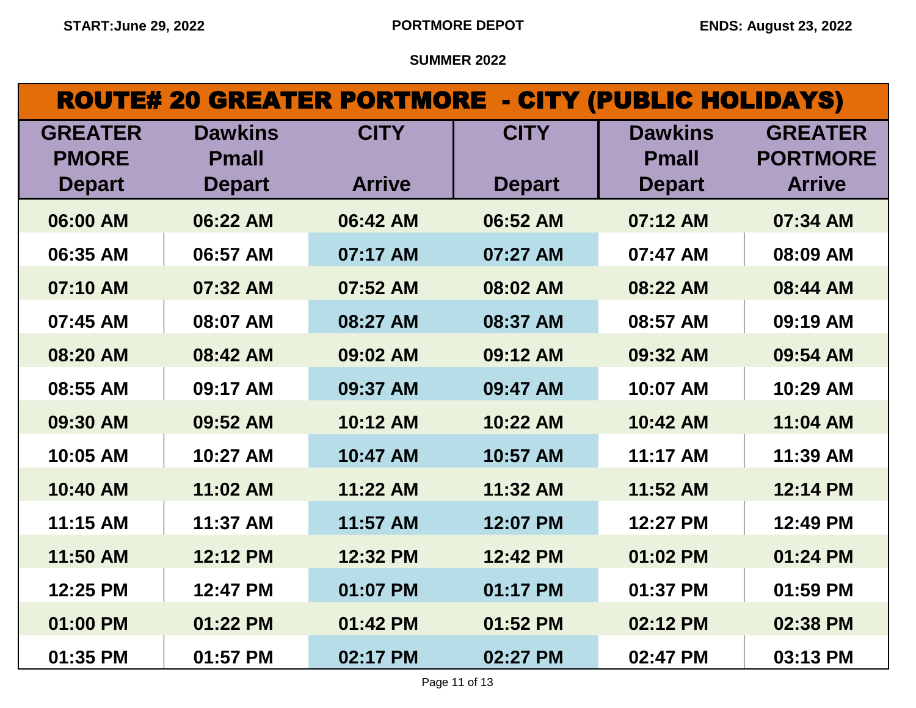START:June 29, 2022 | PORTMORE DEPOT | ENDS: August 23, 2022

SUMMER 2022

## ROUTE# 20 GREATER PORTMORE - CITY (PUBLIC HOLIDAYS)

| GREATER PMORE Depart | Dawkins Pmall Depart | CITY Arrive | CITY Depart | Dawkins Pmall Depart | GREATER PORTMORE Arrive |
|---|---|---|---|---|---|
| 06:00 AM | 06:22 AM | 06:42 AM | 06:52 AM | 07:12 AM | 07:34 AM |
| 06:35 AM | 06:57 AM | 07:17 AM | 07:27 AM | 07:47 AM | 08:09 AM |
| 07:10 AM | 07:32 AM | 07:52 AM | 08:02 AM | 08:22 AM | 08:44 AM |
| 07:45 AM | 08:07 AM | 08:27 AM | 08:37 AM | 08:57 AM | 09:19 AM |
| 08:20 AM | 08:42 AM | 09:02 AM | 09:12 AM | 09:32 AM | 09:54 AM |
| 08:55 AM | 09:17 AM | 09:37 AM | 09:47 AM | 10:07 AM | 10:29 AM |
| 09:30 AM | 09:52 AM | 10:12 AM | 10:22 AM | 10:42 AM | 11:04 AM |
| 10:05 AM | 10:27 AM | 10:47 AM | 10:57 AM | 11:17 AM | 11:39 AM |
| 10:40 AM | 11:02 AM | 11:22 AM | 11:32 AM | 11:52 AM | 12:14 PM |
| 11:15 AM | 11:37 AM | 11:57 AM | 12:07 PM | 12:27 PM | 12:49 PM |
| 11:50 AM | 12:12 PM | 12:32 PM | 12:42 PM | 01:02 PM | 01:24 PM |
| 12:25 PM | 12:47 PM | 01:07 PM | 01:17 PM | 01:37 PM | 01:59 PM |
| 01:00 PM | 01:22 PM | 01:42 PM | 01:52 PM | 02:12 PM | 02:38 PM |
| 01:35 PM | 01:57 PM | 02:17 PM | 02:27 PM | 02:47 PM | 03:13 PM |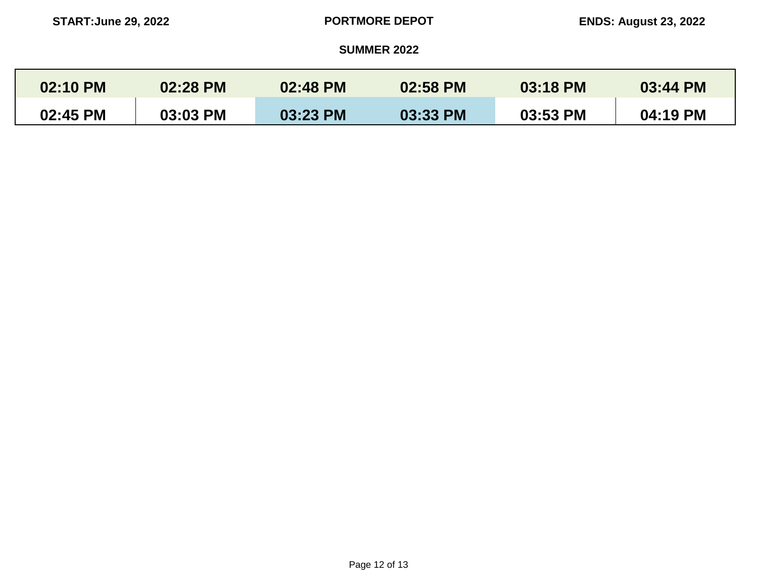START:June 29, 2022 **PORTMORE DEPOT** ENDS: August 23, 2022

**SUMMER 2022**

| 02:10 PM | 02:28 PM | 02:48 PM | 02:58 PM | 03:18 PM | 03:44 PM |
|---|---|---|---|---|---|
| 02:45 PM | 03:03 PM | 03:23 PM | 03:33 PM | 03:53 PM | 04:19 PM |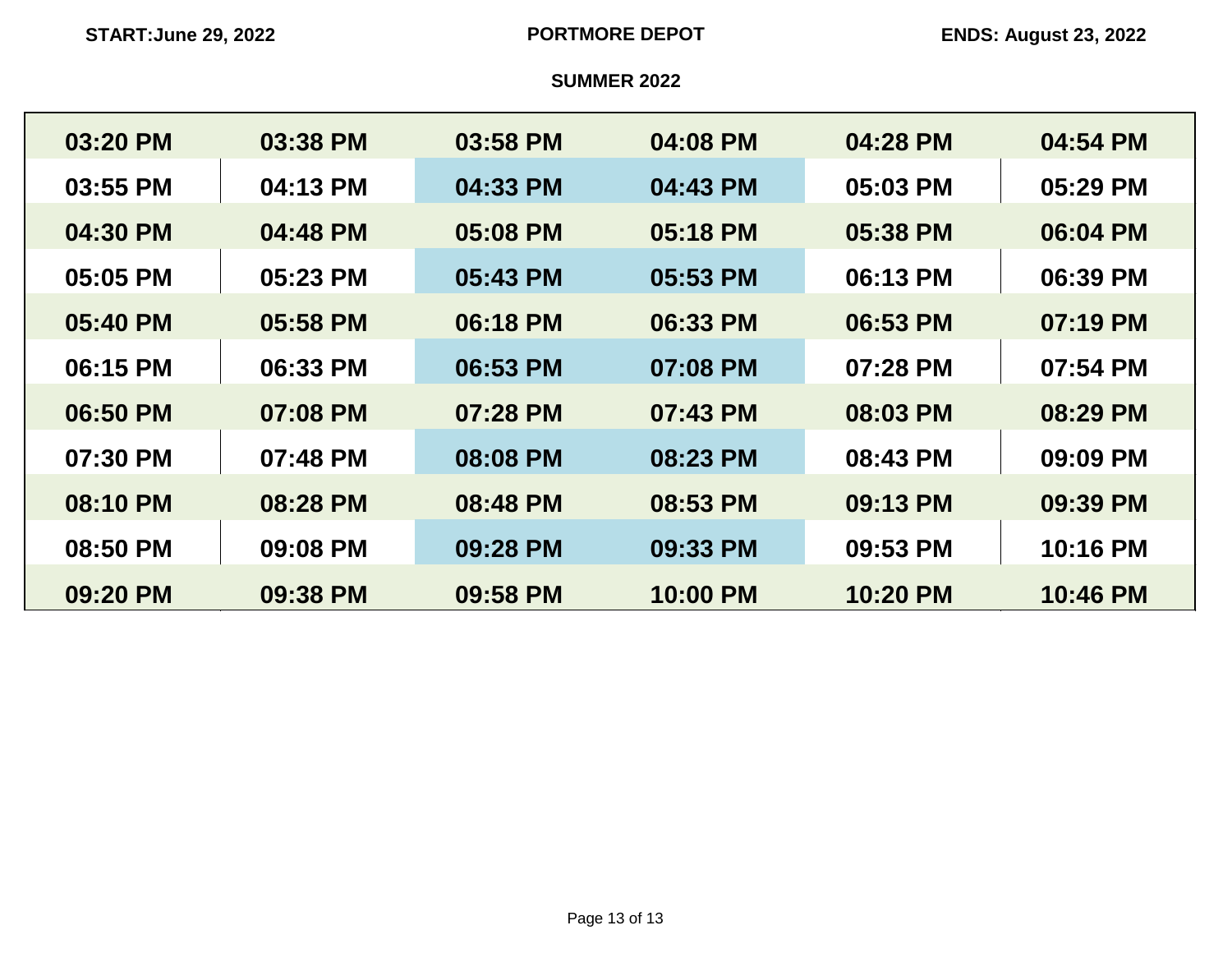**START:June 29, 2022** **PORTMORE DEPOT** **ENDS: August 23, 2022**

**SUMMER 2022**

| | | | | | |
|---|---|---|---|---|---|
| 03:20 PM | 03:38 PM | 03:58 PM | 04:08 PM | 04:28 PM | 04:54 PM |
| 03:55 PM | 04:13 PM | 04:33 PM | 04:43 PM | 05:03 PM | 05:29 PM |
| 04:30 PM | 04:48 PM | 05:08 PM | 05:18 PM | 05:38 PM | 06:04 PM |
| 05:05 PM | 05:23 PM | 05:43 PM | 05:53 PM | 06:13 PM | 06:39 PM |
| 05:40 PM | 05:58 PM | 06:18 PM | 06:33 PM | 06:53 PM | 07:19 PM |
| 06:15 PM | 06:33 PM | 06:53 PM | 07:08 PM | 07:28 PM | 07:54 PM |
| 06:50 PM | 07:08 PM | 07:28 PM | 07:43 PM | 08:03 PM | 08:29 PM |
| 07:30 PM | 07:48 PM | 08:08 PM | 08:23 PM | 08:43 PM | 09:09 PM |
| 08:10 PM | 08:28 PM | 08:48 PM | 08:53 PM | 09:13 PM | 09:39 PM |
| 08:50 PM | 09:08 PM | 09:28 PM | 09:33 PM | 09:53 PM | 10:16 PM |
| 09:20 PM | 09:38 PM | 09:58 PM | 10:00 PM | 10:20 PM | 10:46 PM |